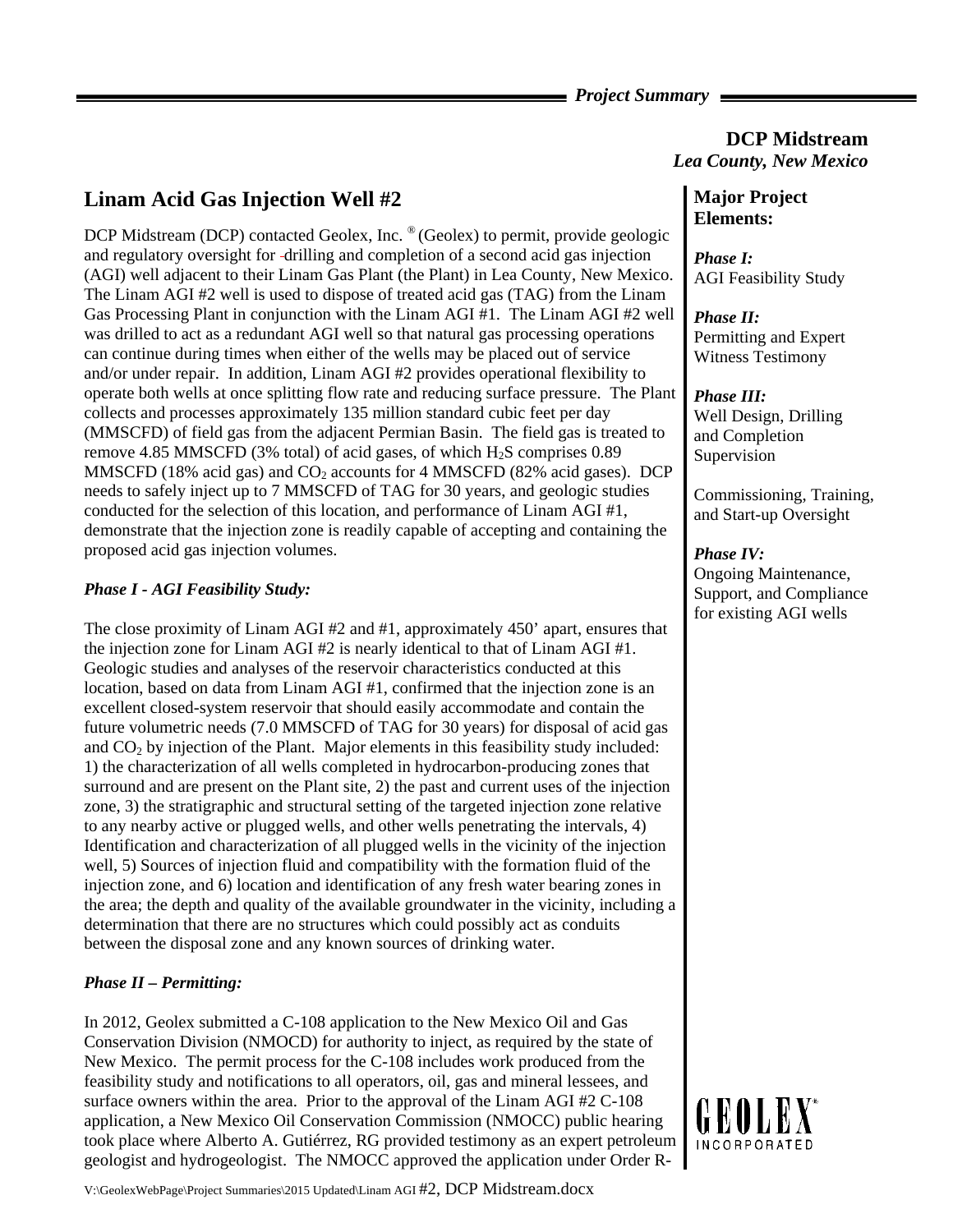# Project Summary

**DCP Midstream**
*Lea County, New Mexico*

## Linam Acid Gas Injection Well #2

DCP Midstream (DCP) contacted Geolex, Inc. ® (Geolex) to permit, provide geologic and regulatory oversight for drilling and completion of a second acid gas injection (AGI) well adjacent to their Linam Gas Plant (the Plant) in Lea County, New Mexico. The Linam AGI #2 well is used to dispose of treated acid gas (TAG) from the Linam Gas Processing Plant in conjunction with the Linam AGI #1. The Linam AGI #2 well was drilled to act as a redundant AGI well so that natural gas processing operations can continue during times when either of the wells may be placed out of service and/or under repair. In addition, Linam AGI #2 provides operational flexibility to operate both wells at once splitting flow rate and reducing surface pressure. The Plant collects and processes approximately 135 million standard cubic feet per day (MMSCFD) of field gas from the adjacent Permian Basin. The field gas is treated to remove 4.85 MMSCFD (3% total) of acid gases, of which $H_2S$ comprises 0.89 MMSCFD (18% acid gas) and $CO_2$ accounts for 4 MMSCFD (82% acid gases). DCP needs to safely inject up to 7 MMSCFD of TAG for 30 years, and geologic studies conducted for the selection of this location, and performance of Linam AGI #1, demonstrate that the injection zone is readily capable of accepting and containing the proposed acid gas injection volumes.

### *Phase I - AGI Feasibility Study:*

The close proximity of Linam AGI #2 and #1, approximately 450' apart, ensures that the injection zone for Linam AGI #2 is nearly identical to that of Linam AGI #1. Geologic studies and analyses of the reservoir characteristics conducted at this location, based on data from Linam AGI #1, confirmed that the injection zone is an excellent closed-system reservoir that should easily accommodate and contain the future volumetric needs (7.0 MMSCFD of TAG for 30 years) for disposal of acid gas and $CO_2$ by injection of the Plant. Major elements in this feasibility study included: 1) the characterization of all wells completed in hydrocarbon-producing zones that surround and are present on the Plant site, 2) the past and current uses of the injection zone, 3) the stratigraphic and structural setting of the targeted injection zone relative to any nearby active or plugged wells, and other wells penetrating the intervals, 4) Identification and characterization of all plugged wells in the vicinity of the injection well, 5) Sources of injection fluid and compatibility with the formation fluid of the injection zone, and 6) location and identification of any fresh water bearing zones in the area; the depth and quality of the available groundwater in the vicinity, including a determination that there are no structures which could possibly act as conduits between the disposal zone and any known sources of drinking water.

### *Phase II – Permitting:*

In 2012, Geolex submitted a C-108 application to the New Mexico Oil and Gas Conservation Division (NMOCD) for authority to inject, as required by the state of New Mexico. The permit process for the C-108 includes work produced from the feasibility study and notifications to all operators, oil, gas and mineral lessees, and surface owners within the area. Prior to the approval of the Linam AGI #2 C-108 application, a New Mexico Oil Conservation Commission (NMOCC) public hearing took place where Alberto A. Gutiérrez, RG provided testimony as an expert petroleum geologist and hydrogeologist. The NMOCC approved the application under Order R-

**Major Project Elements:**

*Phase I:*
AGI Feasibility Study

*Phase II:*
Permitting and Expert Witness Testimony

*Phase III:*
Well Design, Drilling and Completion Supervision

Commissioning, Training, and Start-up Oversight

*Phase IV:*
Ongoing Maintenance, Support, and Compliance for existing AGI wells

GEOLEX® INCORPORATED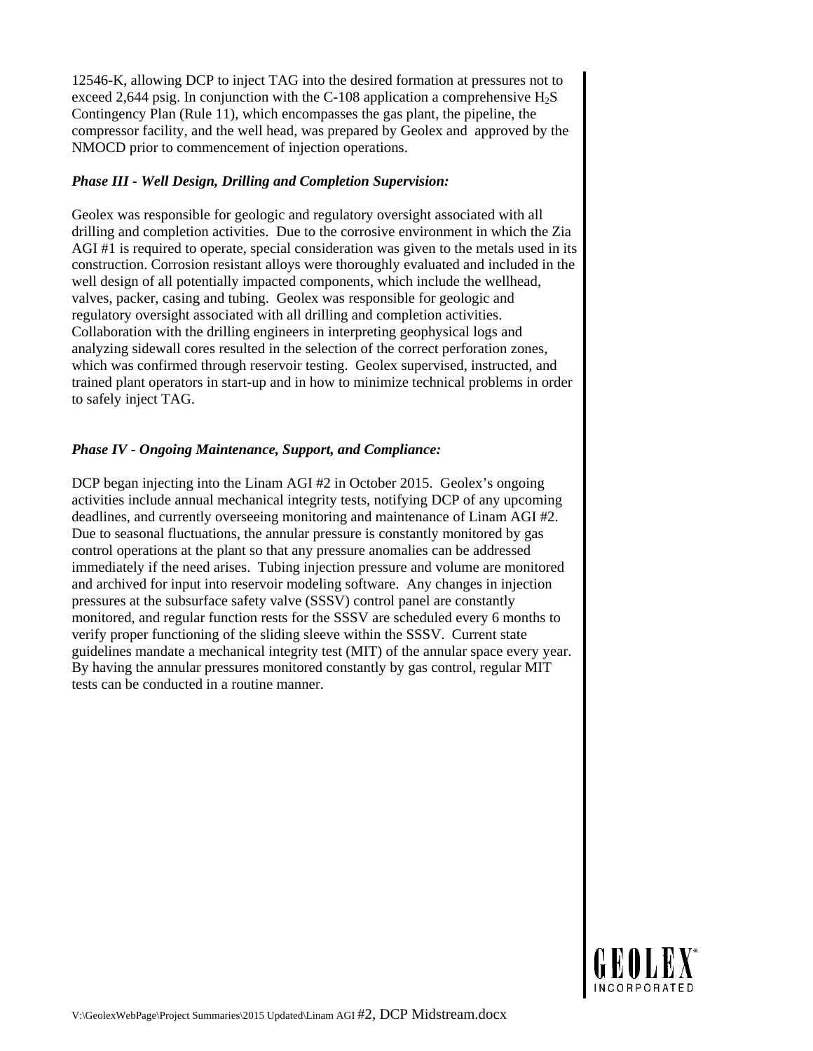12546-K, allowing DCP to inject TAG into the desired formation at pressures not to exceed 2,644 psig. In conjunction with the C-108 application a comprehensive $H_2S$ Contingency Plan (Rule 11), which encompasses the gas plant, the pipeline, the compressor facility, and the well head, was prepared by Geolex and approved by the NMOCD prior to commencement of injection operations.

***Phase III - Well Design, Drilling and Completion Supervision:***

Geolex was responsible for geologic and regulatory oversight associated with all drilling and completion activities. Due to the corrosive environment in which the Zia AGI #1 is required to operate, special consideration was given to the metals used in its construction. Corrosion resistant alloys were thoroughly evaluated and included in the well design of all potentially impacted components, which include the wellhead, valves, packer, casing and tubing. Geolex was responsible for geologic and regulatory oversight associated with all drilling and completion activities. Collaboration with the drilling engineers in interpreting geophysical logs and analyzing sidewall cores resulted in the selection of the correct perforation zones, which was confirmed through reservoir testing. Geolex supervised, instructed, and trained plant operators in start-up and in how to minimize technical problems in order to safely inject TAG.

***Phase IV - Ongoing Maintenance, Support, and Compliance:***

DCP began injecting into the Linam AGI #2 in October 2015. Geolex's ongoing activities include annual mechanical integrity tests, notifying DCP of any upcoming deadlines, and currently overseeing monitoring and maintenance of Linam AGI #2. Due to seasonal fluctuations, the annular pressure is constantly monitored by gas control operations at the plant so that any pressure anomalies can be addressed immediately if the need arises. Tubing injection pressure and volume are monitored and archived for input into reservoir modeling software. Any changes in injection pressures at the subsurface safety valve (SSSV) control panel are constantly monitored, and regular function rests for the SSSV are scheduled every 6 months to verify proper functioning of the sliding sleeve within the SSSV. Current state guidelines mandate a mechanical integrity test (MIT) of the annular space every year. By having the annular pressures monitored constantly by gas control, regular MIT tests can be conducted in a routine manner.